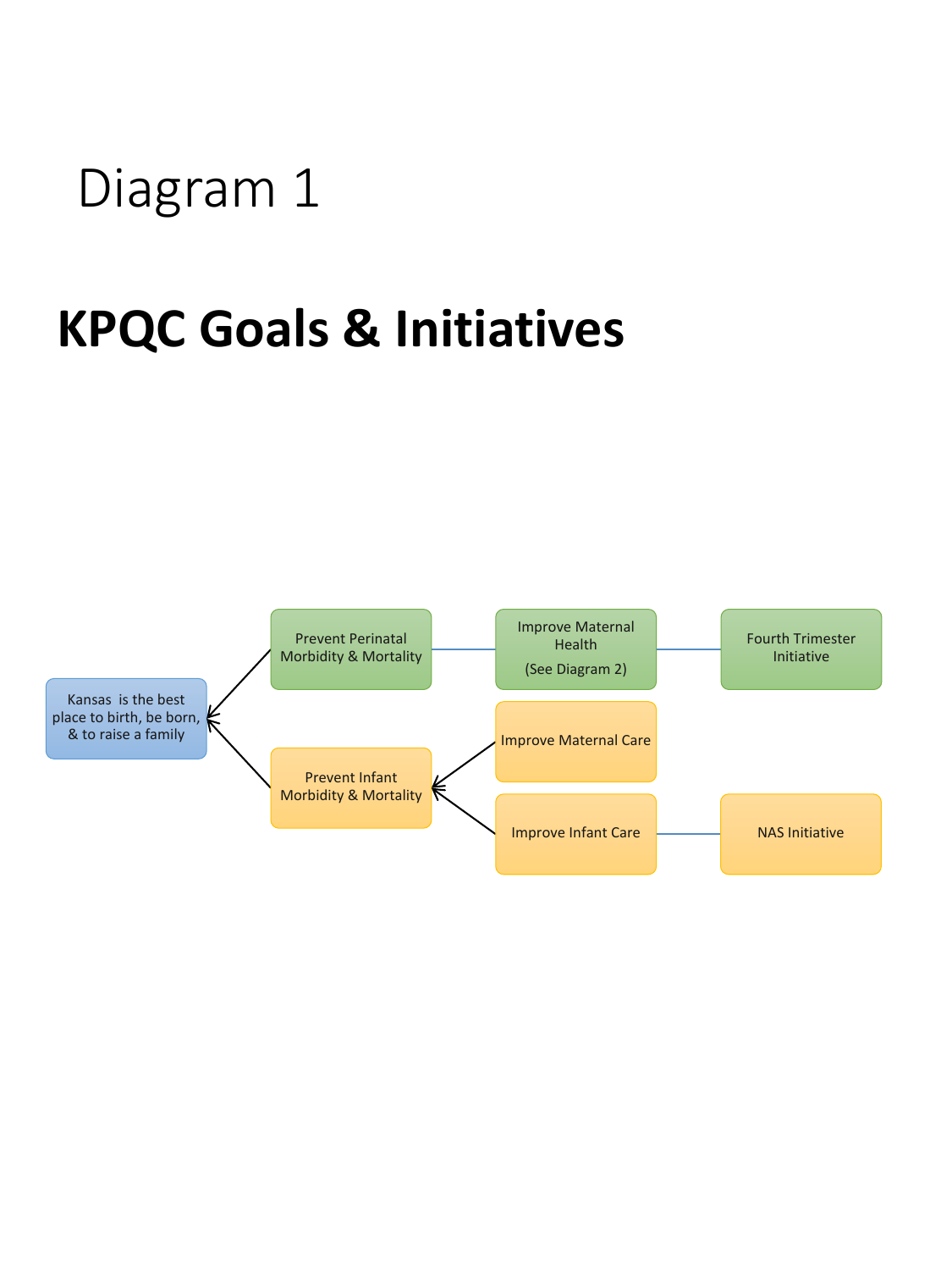# Diagram 1

## KPQC Goals & Initiatives

Kansas is the best place to birth, be born, & to raise a family

Prevent Perinatal Morbidity & Mortality

Improve Maternal Health

(See Diagram 2)

Fourth Trimester Initiative

Prevent Infant Morbidity & Mortality

Improve Maternal Care

Improve Infant Care

NAS Initiative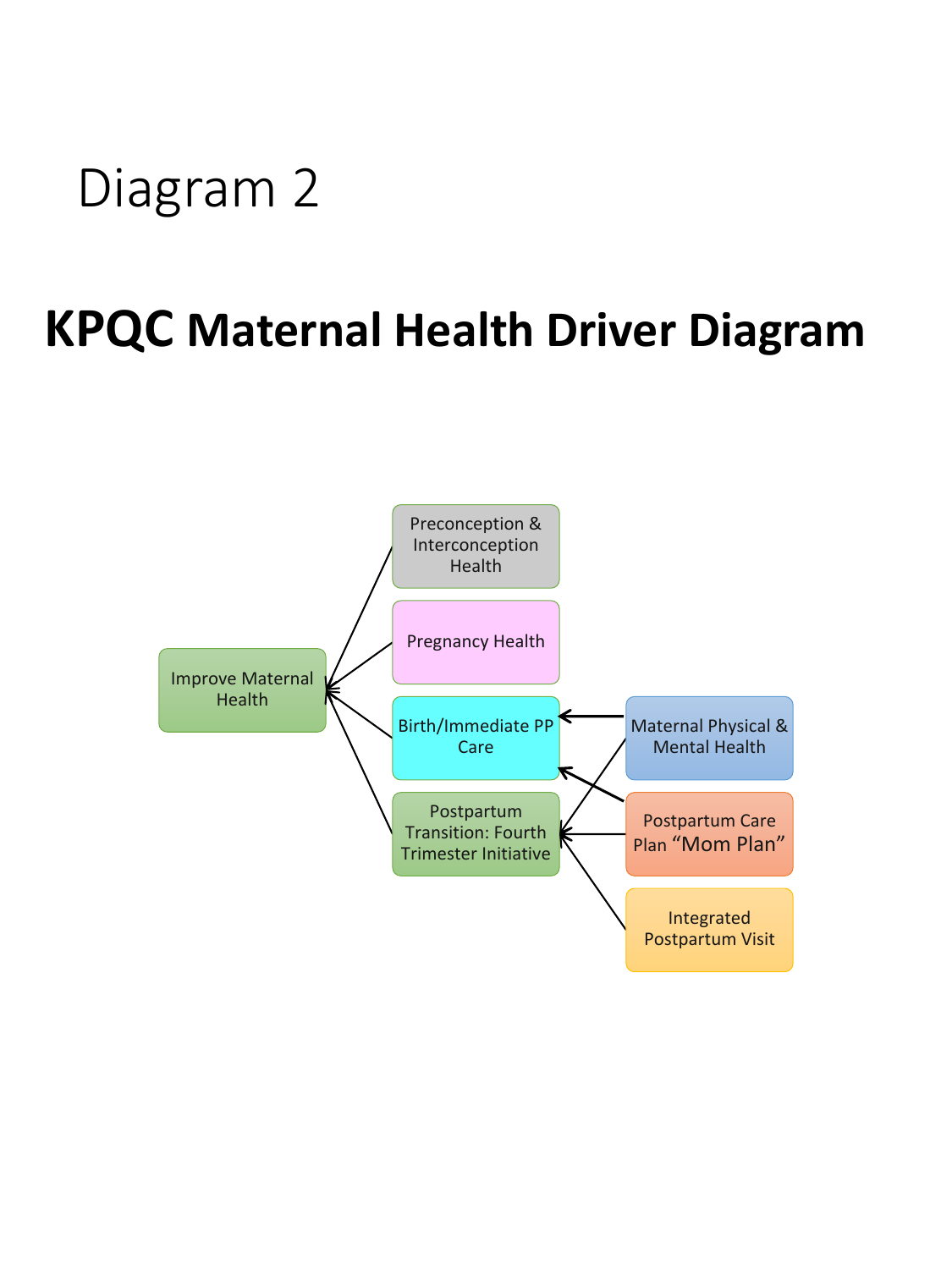# Diagram 2

## KPQC Maternal Health Driver Diagram

Improve Maternal Health

Preconception & Interconception Health

Pregnancy Health

Birth/Immediate PP Care

Postpartum Transition: Fourth Trimester Initiative

Maternal Physical & Mental Health

Postpartum Care Plan "Mom Plan"

Integrated Postpartum Visit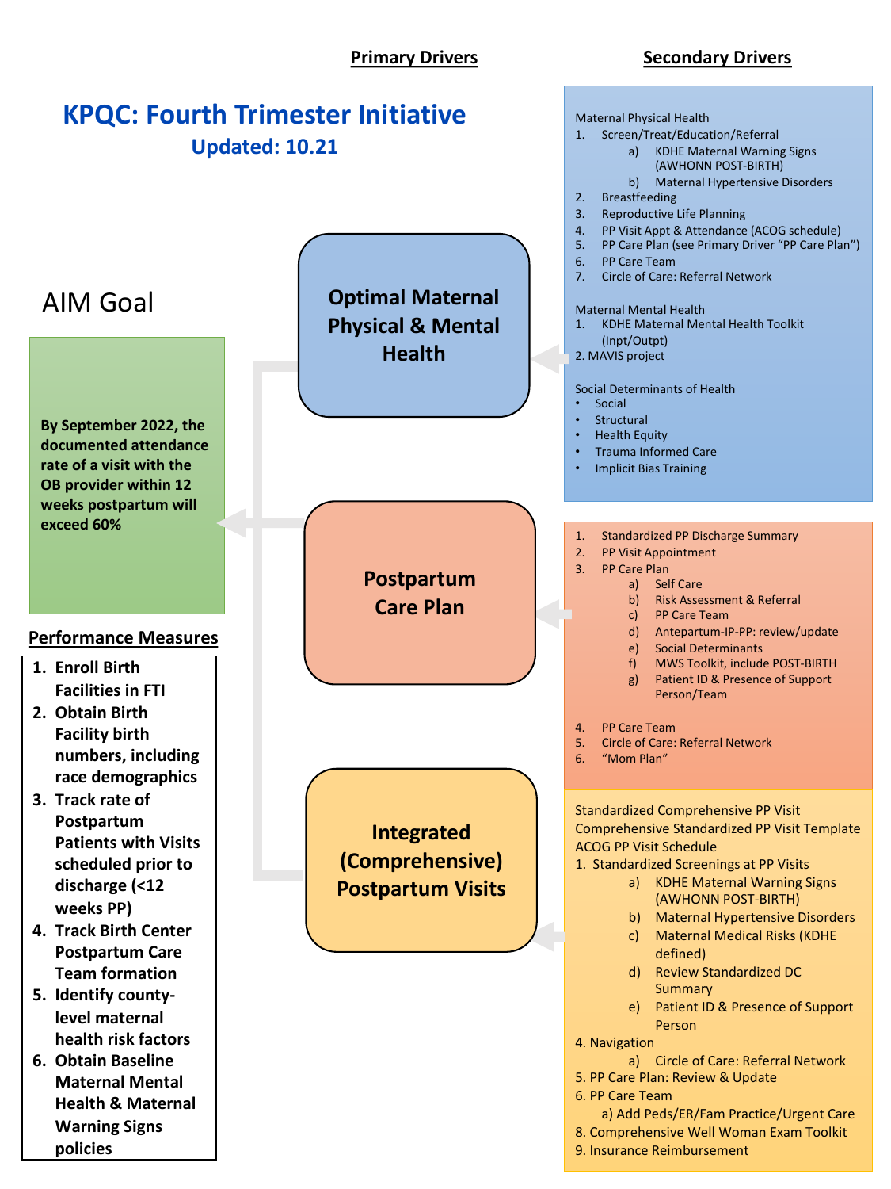# KPQC: Fourth Trimester Initiative

**Updated: 10.21**

## AIM Goal

**By September 2022, the documented attendance rate of a visit with the OB provider within 12 weeks postpartum will exceed 60%**

## Performance Measures

1. **Enroll Birth Facilities in FTI**
2. **Obtain Birth Facility birth numbers, including race demographics**
3. **Track rate of Postpartum Patients with Visits scheduled prior to discharge (<12 weeks PP)**
4. **Track Birth Center Postpartum Care Team formation**
5. **Identify county-level maternal health risk factors**
6. **Obtain Baseline Maternal Mental Health & Maternal Warning Signs policies**

## Primary Drivers / Secondary Drivers

### Optimal Maternal Physical & Mental Health

Maternal Physical Health

1. Screen/Treat/Education/Referral
   a) KDHE Maternal Warning Signs (AWHONN POST-BIRTH)
   b) Maternal Hypertensive Disorders
2. Breastfeeding
3. Reproductive Life Planning
4. PP Visit Appt & Attendance (ACOG schedule)
5. PP Care Plan (see Primary Driver "PP Care Plan")
6. PP Care Team
7. Circle of Care: Referral Network

Maternal Mental Health

1. KDHE Maternal Mental Health Toolkit (Inpt/Outpt)
2. MAVIS project

Social Determinants of Health

- Social
- Structural
- Health Equity
- Trauma Informed Care
- Implicit Bias Training

### Postpartum Care Plan

1. Standardized PP Discharge Summary
2. PP Visit Appointment
3. PP Care Plan
   a) Self Care
   b) Risk Assessment & Referral
   c) PP Care Team
   d) Antepartum-IP-PP: review/update
   e) Social Determinants
   f) MWS Toolkit, include POST-BIRTH
   g) Patient ID & Presence of Support Person/Team
4. PP Care Team
5. Circle of Care: Referral Network
6. "Mom Plan"

### Integrated (Comprehensive) Postpartum Visits

Standardized Comprehensive PP Visit
Comprehensive Standardized PP Visit Template
ACOG PP Visit Schedule

1. Standardized Screenings at PP Visits
   a) KDHE Maternal Warning Signs (AWHONN POST-BIRTH)
   b) Maternal Hypertensive Disorders
   c) Maternal Medical Risks (KDHE defined)
   d) Review Standardized DC Summary
   e) Patient ID & Presence of Support Person

4. Navigation
   a) Circle of Care: Referral Network

5. PP Care Plan: Review & Update

6. PP Care Team
   a) Add Peds/ER/Fam Practice/Urgent Care

8. Comprehensive Well Woman Exam Toolkit

9. Insurance Reimbursement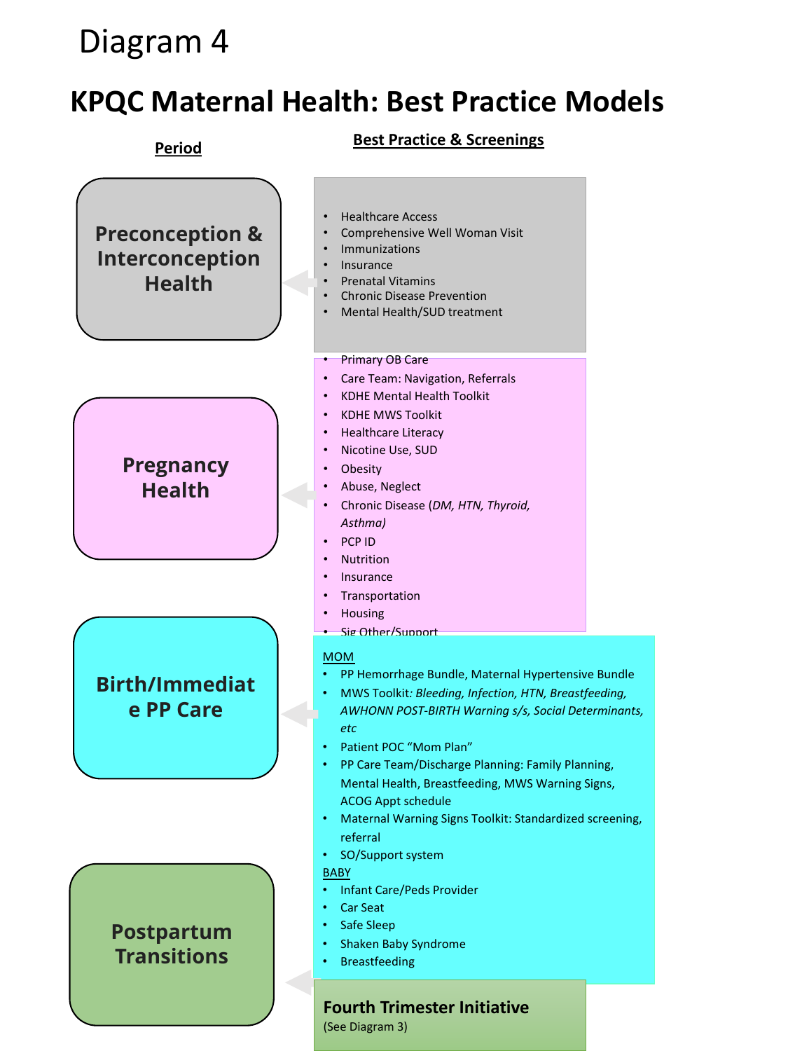Diagram 4

# KPQC Maternal Health: Best Practice Models

**Period** | **Best Practice & Screenings**

## Preconception & Interconception Health

- Healthcare Access
- Comprehensive Well Woman Visit
- Immunizations
- Insurance
- Prenatal Vitamins
- Chronic Disease Prevention
- Mental Health/SUD treatment

## Pregnancy Health

- Primary OB Care
- Care Team: Navigation, Referrals
- KDHE Mental Health Toolkit
- KDHE MWS Toolkit
- Healthcare Literacy
- Nicotine Use, SUD
- Obesity
- Abuse, Neglect
- Chronic Disease (*DM, HTN, Thyroid, Asthma)*
- PCP ID
- Nutrition
- Insurance
- Transportation
- Housing
- Sig Other/Support

## Birth/Immediate PP Care

MOM

- PP Hemorrhage Bundle, Maternal Hypertensive Bundle
- MWS Toolkit: *Bleeding, Infection, HTN, Breastfeeding, AWHONN POST-BIRTH Warning s/s, Social Determinants, etc*
- Patient POC "Mom Plan"
- PP Care Team/Discharge Planning: Family Planning, Mental Health, Breastfeeding, MWS Warning Signs, ACOG Appt schedule
- Maternal Warning Signs Toolkit: Standardized screening, referral
- SO/Support system

BABY

- Infant Care/Peds Provider
- Car Seat
- Safe Sleep
- Shaken Baby Syndrome
- Breastfeeding

## Postpartum Transitions

**Fourth Trimester Initiative**

(See Diagram 3)